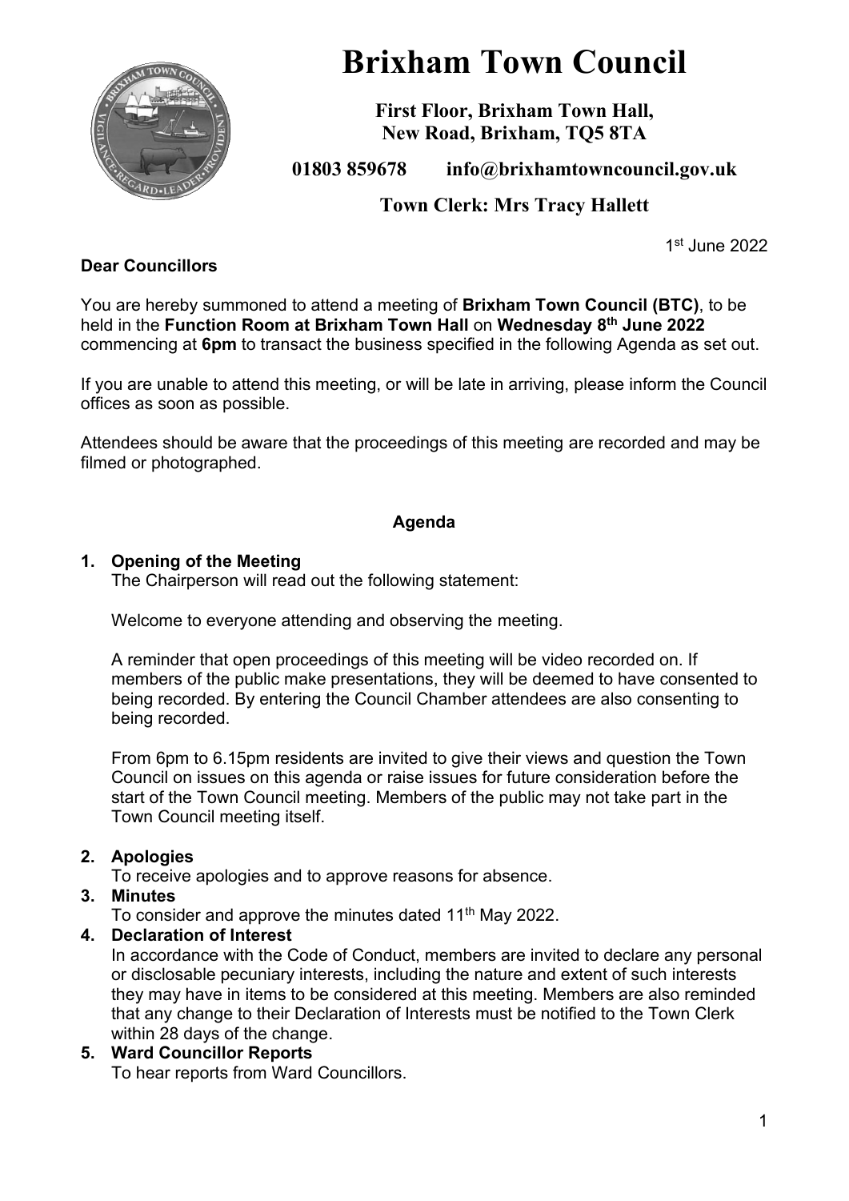# Brixham Town Council

**First Floor, Brixham Town Hall, New Road, Brixham, TQ5 8TA**

**01803 859678 info@brixhamtowncouncil.gov.uk**

**Town Clerk: Mrs Tracy Hallett**

1st June 2022

**Dear Councillors**

You are hereby summoned to attend a meeting of **Brixham Town Council (BTC)**, to be held in the **Function Room at Brixham Town Hall** on **Wednesday 8th June 2022** commencing at **6pm** to transact the business specified in the following Agenda as set out.

If you are unable to attend this meeting, or will be late in arriving, please inform the Council offices as soon as possible.

Attendees should be aware that the proceedings of this meeting are recorded and may be filmed or photographed.

**Agenda**

1. **Opening of the Meeting**
   The Chairperson will read out the following statement:

   Welcome to everyone attending and observing the meeting.

   A reminder that open proceedings of this meeting will be video recorded on. If members of the public make presentations, they will be deemed to have consented to being recorded. By entering the Council Chamber attendees are also consenting to being recorded.

   From 6pm to 6.15pm residents are invited to give their views and question the Town Council on issues on this agenda or raise issues for future consideration before the start of the Town Council meeting. Members of the public may not take part in the Town Council meeting itself.

2. **Apologies**
   To receive apologies and to approve reasons for absence.
3. **Minutes**
   To consider and approve the minutes dated 11th May 2022.
4. **Declaration of Interest**
   In accordance with the Code of Conduct, members are invited to declare any personal or disclosable pecuniary interests, including the nature and extent of such interests they may have in items to be considered at this meeting. Members are also reminded that any change to their Declaration of Interests must be notified to the Town Clerk within 28 days of the change.
5. **Ward Councillor Reports**
   To hear reports from Ward Councillors.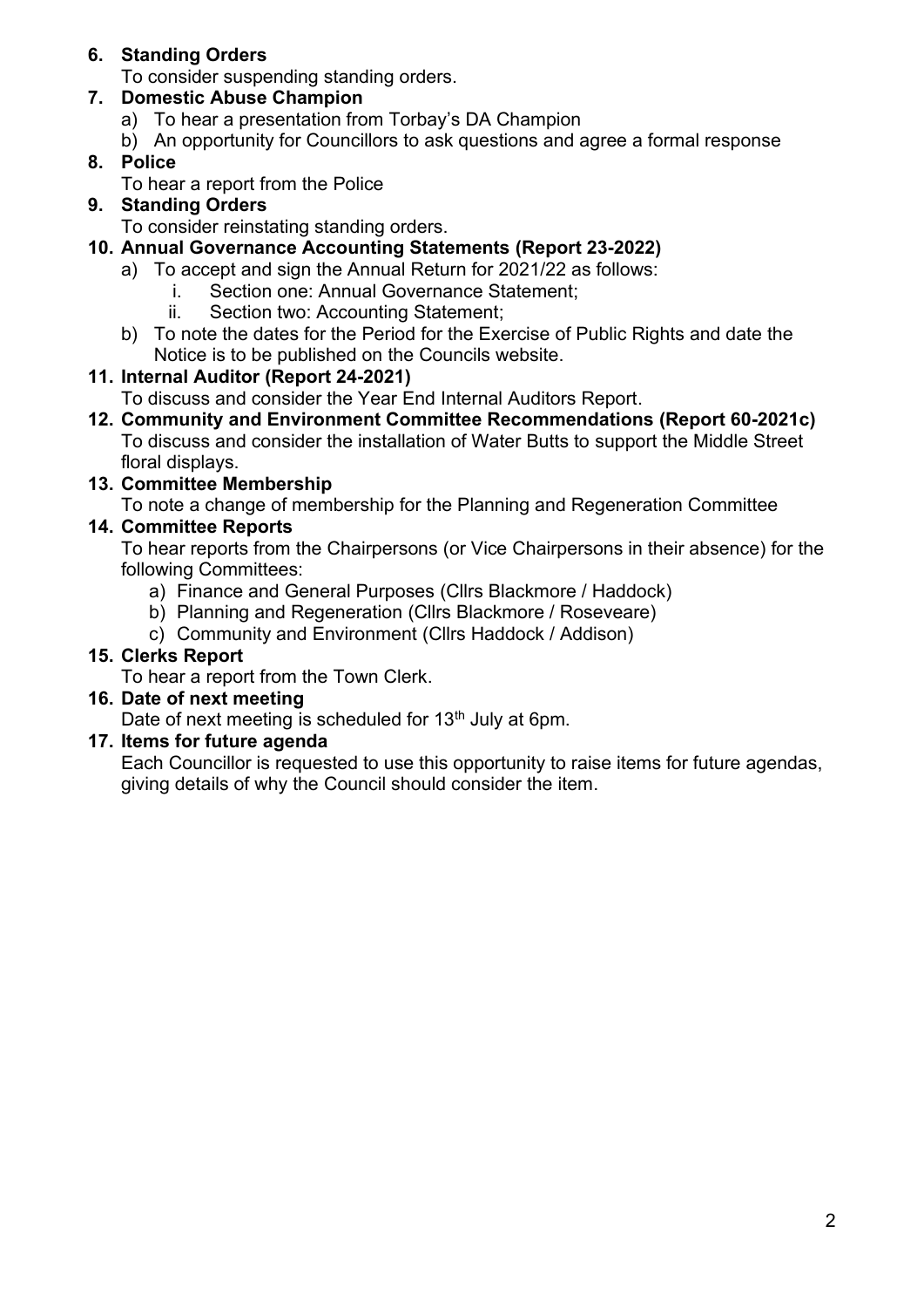6. **Standing Orders**
   To consider suspending standing orders.
7. **Domestic Abuse Champion**
   a) To hear a presentation from Torbay's DA Champion
   b) An opportunity for Councillors to ask questions and agree a formal response
8. **Police**
   To hear a report from the Police
9. **Standing Orders**
   To consider reinstating standing orders.
10. **Annual Governance Accounting Statements (Report 23-2022)**
    a) To accept and sign the Annual Return for 2021/22 as follows:
       i. Section one: Annual Governance Statement;
       ii. Section two: Accounting Statement;
    b) To note the dates for the Period for the Exercise of Public Rights and date the Notice is to be published on the Councils website.
11. **Internal Auditor (Report 24-2021)**
    To discuss and consider the Year End Internal Auditors Report.
12. **Community and Environment Committee Recommendations (Report 60-2021c)**
    To discuss and consider the installation of Water Butts to support the Middle Street floral displays.
13. **Committee Membership**
    To note a change of membership for the Planning and Regeneration Committee
14. **Committee Reports**
    To hear reports from the Chairpersons (or Vice Chairpersons in their absence) for the following Committees:
    a) Finance and General Purposes (Cllrs Blackmore / Haddock)
    b) Planning and Regeneration (Cllrs Blackmore / Roseveare)
    c) Community and Environment (Cllrs Haddock / Addison)
15. **Clerks Report**
    To hear a report from the Town Clerk.
16. **Date of next meeting**
    Date of next meeting is scheduled for 13th July at 6pm.
17. **Items for future agenda**
    Each Councillor is requested to use this opportunity to raise items for future agendas, giving details of why the Council should consider the item.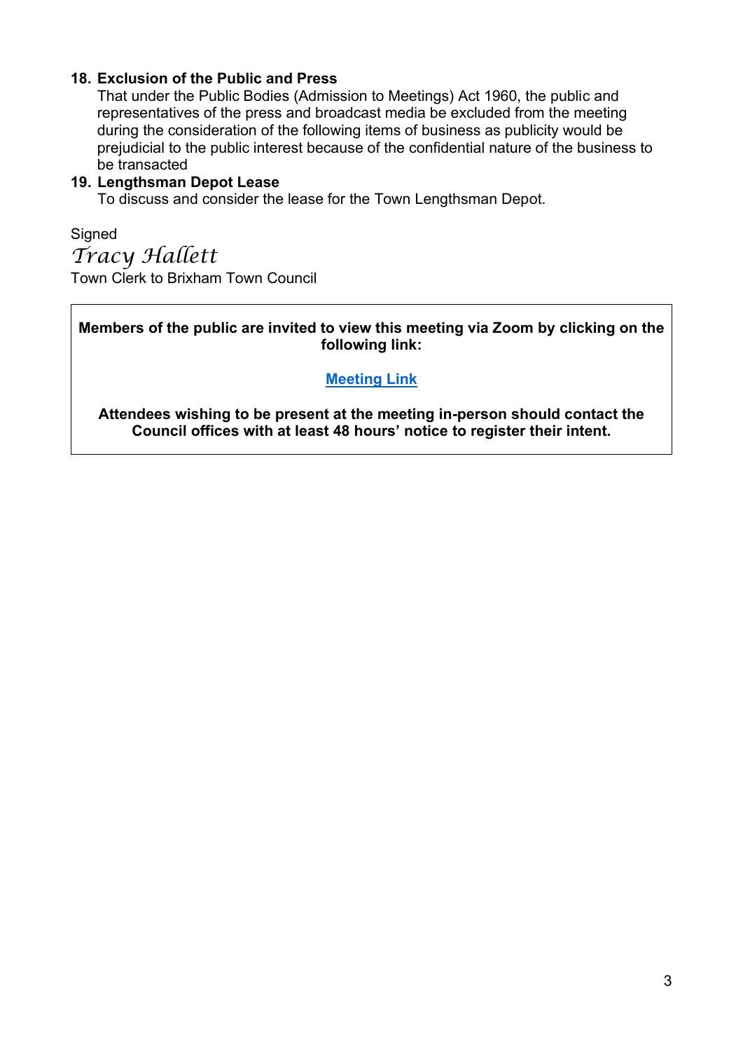**18. Exclusion of the Public and Press**

That under the Public Bodies (Admission to Meetings) Act 1960, the public and representatives of the press and broadcast media be excluded from the meeting during the consideration of the following items of business as publicity would be prejudicial to the public interest because of the confidential nature of the business to be transacted

**19. Lengthsman Depot Lease**

To discuss and consider the lease for the Town Lengthsman Depot.

Signed

*Tracy Hallett*

Town Clerk to Brixham Town Council

**Members of the public are invited to view this meeting via Zoom by clicking on the following link:**

**Meeting Link**

**Attendees wishing to be present at the meeting in-person should contact the Council offices with at least 48 hours' notice to register their intent.**